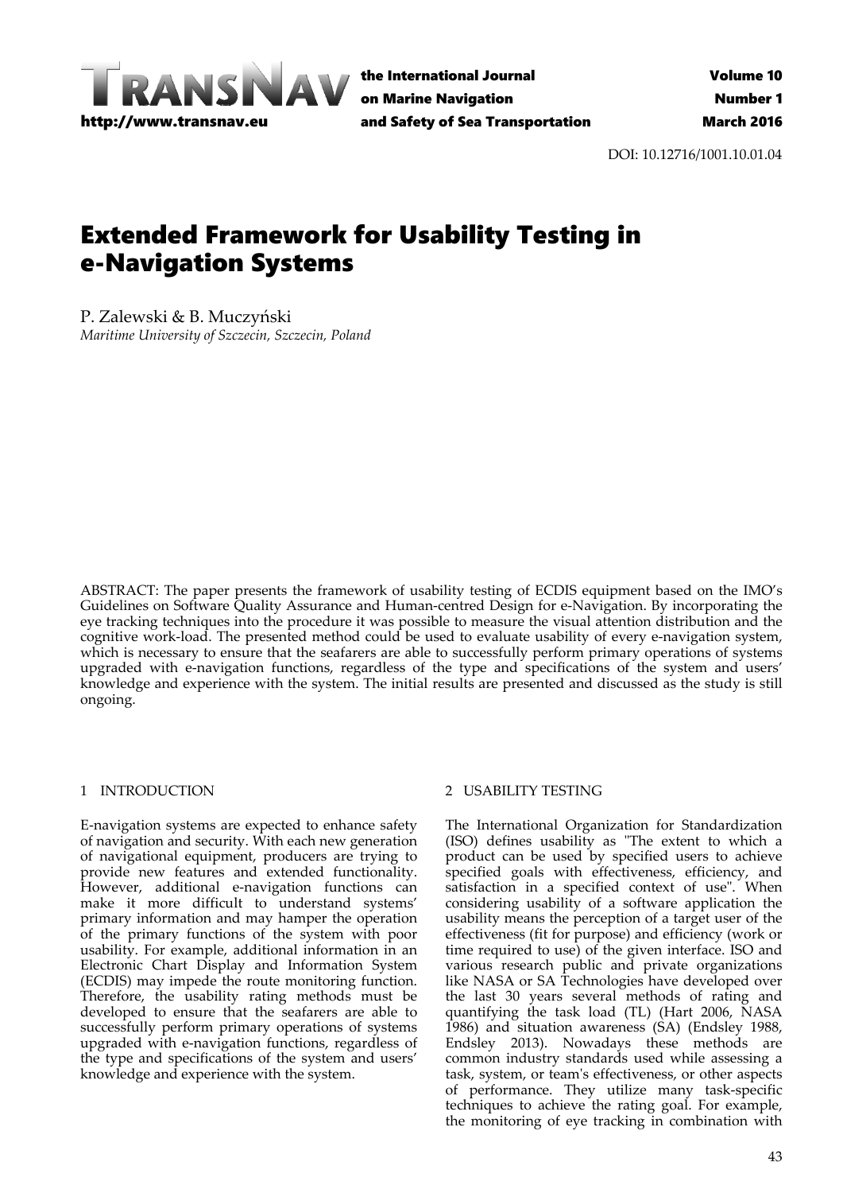DOI: 10.12716/1001.10.01.04

# Extended Framework for Usability Testing in e-Navigation Systems

P. Zalewski & B. Muczyński
*Maritime University of Szczecin, Szczecin, Poland*

ABSTRACT: The paper presents the framework of usability testing of ECDIS equipment based on the IMO's Guidelines on Software Quality Assurance and Human-centred Design for e-Navigation. By incorporating the eye tracking techniques into the procedure it was possible to measure the visual attention distribution and the cognitive work-load. The presented method could be used to evaluate usability of every e-navigation system, which is necessary to ensure that the seafarers are able to successfully perform primary operations of systems upgraded with e-navigation functions, regardless of the type and specifications of the system and users' knowledge and experience with the system. The initial results are presented and discussed as the study is still ongoing.

## 1 INTRODUCTION

E-navigation systems are expected to enhance safety of navigation and security. With each new generation of navigational equipment, producers are trying to provide new features and extended functionality. However, additional e-navigation functions can make it more difficult to understand systems' primary information and may hamper the operation of the primary functions of the system with poor usability. For example, additional information in an Electronic Chart Display and Information System (ECDIS) may impede the route monitoring function. Therefore, the usability rating methods must be developed to ensure that the seafarers are able to successfully perform primary operations of systems upgraded with e-navigation functions, regardless of the type and specifications of the system and users' knowledge and experience with the system.

## 2 USABILITY TESTING

The International Organization for Standardization (ISO) defines usability as "The extent to which a product can be used by specified users to achieve specified goals with effectiveness, efficiency, and satisfaction in a specified context of use". When considering usability of a software application the usability means the perception of a target user of the effectiveness (fit for purpose) and efficiency (work or time required to use) of the given interface. ISO and various research public and private organizations like NASA or SA Technologies have developed over the last 30 years several methods of rating and quantifying the task load (TL) (Hart 2006, NASA 1986) and situation awareness (SA) (Endsley 1988, Endsley 2013). Nowadays these methods are common industry standards used while assessing a task, system, or team's effectiveness, or other aspects of performance. They utilize many task-specific techniques to achieve the rating goal. For example, the monitoring of eye tracking in combination with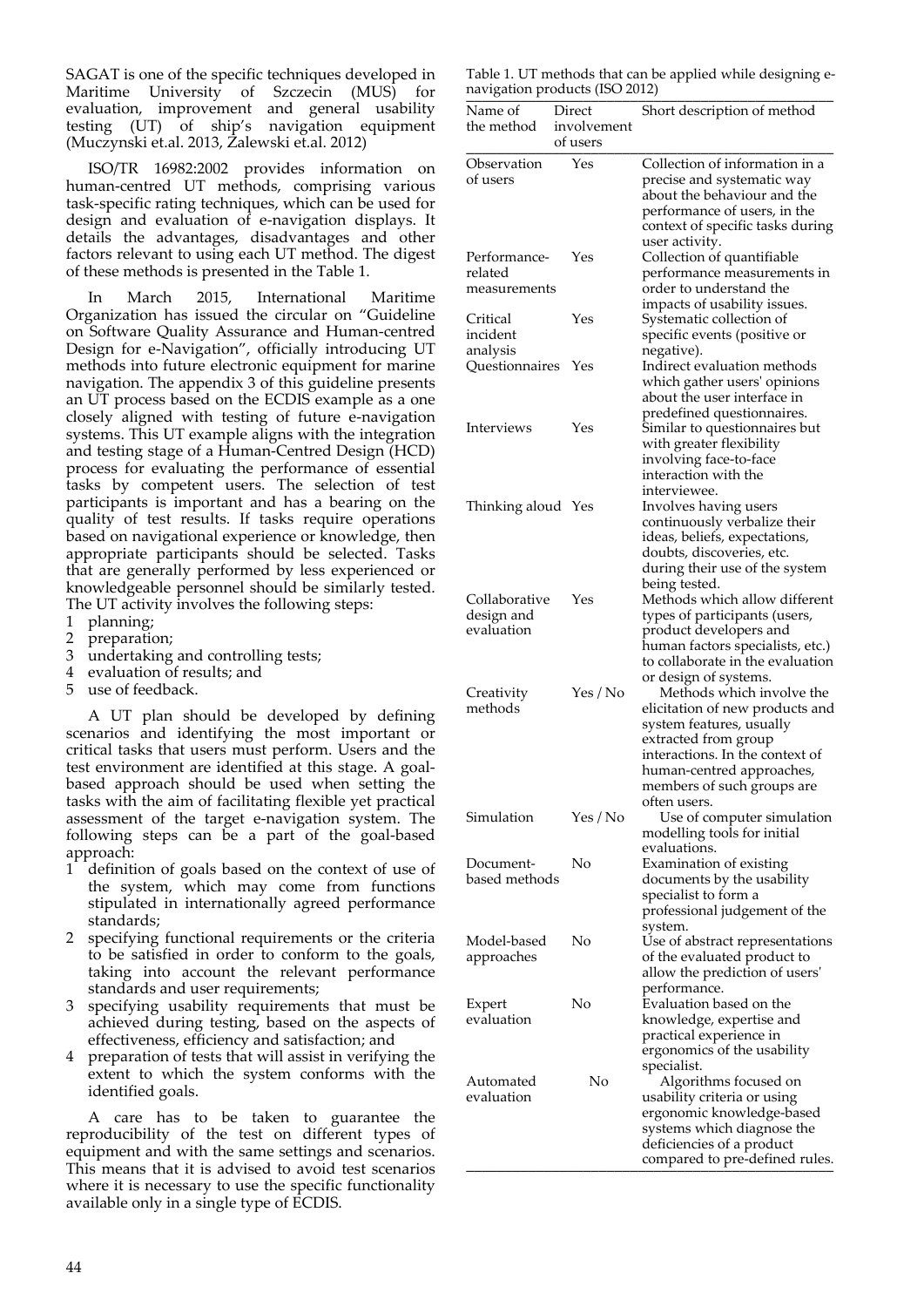SAGAT is one of the specific techniques developed in Maritime University of Szczecin (MUS) for evaluation, improvement and general usability testing (UT) of ship's navigation equipment (Muczynski et.al. 2013, Zalewski et.al. 2012)

ISO/TR 16982:2002 provides information on human-centred UT methods, comprising various task-specific rating techniques, which can be used for design and evaluation of e-navigation displays. It details the advantages, disadvantages and other factors relevant to using each UT method. The digest of these methods is presented in the Table 1.

In March 2015, International Maritime Organization has issued the circular on "Guideline on Software Quality Assurance and Human-centred Design for e-Navigation", officially introducing UT methods into future electronic equipment for marine navigation. The appendix 3 of this guideline presents an UT process based on the ECDIS example as a one closely aligned with testing of future e-navigation systems. This UT example aligns with the integration and testing stage of a Human-Centred Design (HCD) process for evaluating the performance of essential tasks by competent users. The selection of test participants is important and has a bearing on the quality of test results. If tasks require operations based on navigational experience or knowledge, then appropriate participants should be selected. Tasks that are generally performed by less experienced or knowledgeable personnel should be similarly tested. The UT activity involves the following steps:

1. planning;
2. preparation;
3. undertaking and controlling tests;
4. evaluation of results; and
5. use of feedback.

A UT plan should be developed by defining scenarios and identifying the most important or critical tasks that users must perform. Users and the test environment are identified at this stage. A goal-based approach should be used when setting the tasks with the aim of facilitating flexible yet practical assessment of the target e-navigation system. The following steps can be a part of the goal-based approach:

1. definition of goals based on the context of use of the system, which may come from functions stipulated in internationally agreed performance standards;
2. specifying functional requirements or the criteria to be satisfied in order to conform to the goals, taking into account the relevant performance standards and user requirements;
3. specifying usability requirements that must be achieved during testing, based on the aspects of effectiveness, efficiency and satisfaction; and
4. preparation of tests that will assist in verifying the extent to which the system conforms with the identified goals.

A care has to be taken to guarantee the reproducibility of the test on different types of equipment and with the same settings and scenarios. This means that it is advised to avoid test scenarios where it is necessary to use the specific functionality available only in a single type of ECDIS.

Table 1. UT methods that can be applied while designing e-navigation products (ISO 2012)

| Name of the method | Direct involvement of users | Short description of method |
|---|---|---|
| Observation of users | Yes | Collection of information in a precise and systematic way about the behaviour and the performance of users, in the context of specific tasks during user activity. |
| Performance-related measurements | Yes | Collection of quantifiable performance measurements in order to understand the impacts of usability issues. |
| Critical incident analysis | Yes | Systematic collection of specific events (positive or negative). |
| Questionnaires | Yes | Indirect evaluation methods which gather users' opinions about the user interface in predefined questionnaires. |
| Interviews | Yes | Similar to questionnaires but with greater flexibility involving face-to-face interaction with the interviewee. |
| Thinking aloud | Yes | Involves having users continuously verbalize their ideas, beliefs, expectations, doubts, discoveries, etc. during their use of the system being tested. |
| Collaborative design and evaluation | Yes | Methods which allow different types of participants (users, product developers and human factors specialists, etc.) to collaborate in the evaluation or design of systems. |
| Creativity methods | Yes / No | Methods which involve the elicitation of new products and system features, usually extracted from group interactions. In the context of human-centred approaches, members of such groups are often users. |
| Simulation | Yes / No | Use of computer simulation modelling tools for initial evaluations. |
| Document-based methods | No | Examination of existing documents by the usability specialist to form a professional judgement of the system. |
| Model-based approaches | No | Use of abstract representations of the evaluated product to allow the prediction of users' performance. |
| Expert evaluation | No | Evaluation based on the knowledge, expertise and practical experience in ergonomics of the usability specialist. |
| Automated evaluation | No | Algorithms focused on usability criteria or using ergonomic knowledge-based systems which diagnose the deficiencies of a product compared to pre-defined rules. |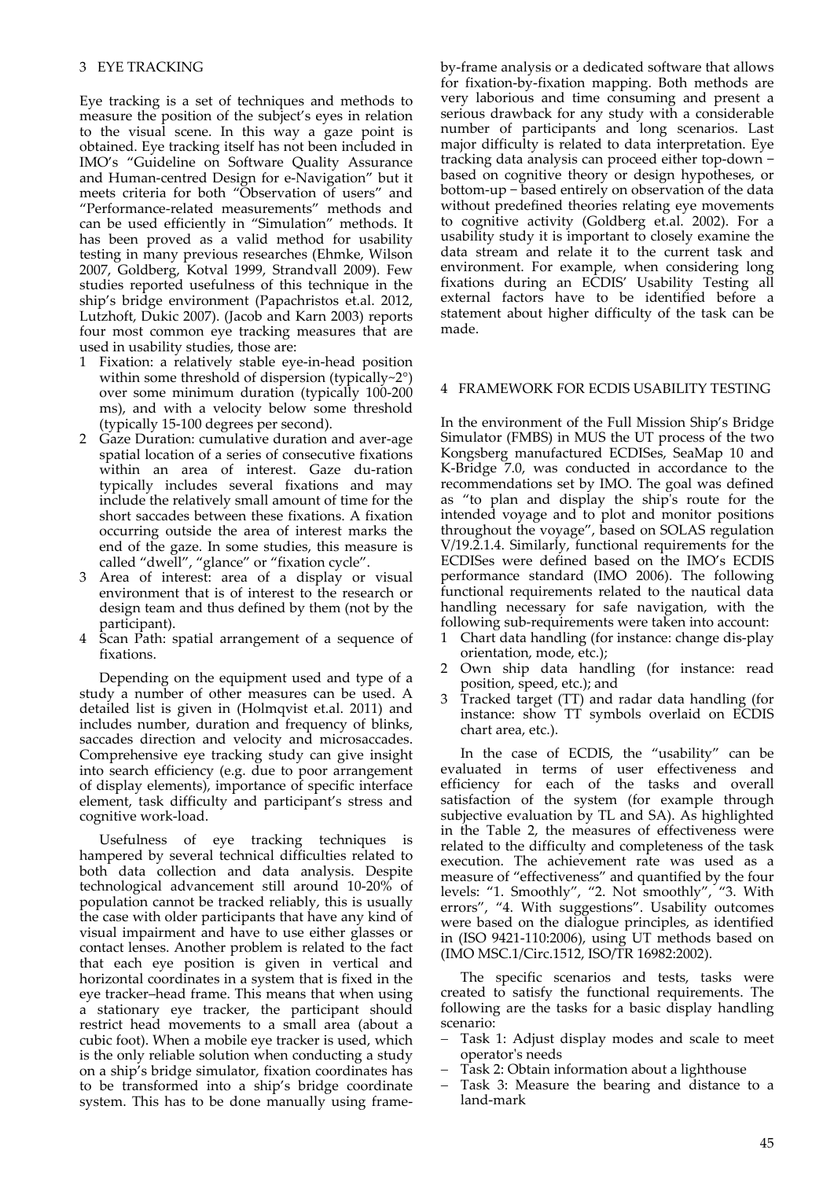## 3 EYE TRACKING

Eye tracking is a set of techniques and methods to measure the position of the subject's eyes in relation to the visual scene. In this way a gaze point is obtained. Eye tracking itself has not been included in IMO's "Guideline on Software Quality Assurance and Human-centred Design for e-Navigation" but it meets criteria for both "Observation of users" and "Performance-related measurements" methods and can be used efficiently in "Simulation" methods. It has been proved as a valid method for usability testing in many previous researches (Ehmke, Wilson 2007, Goldberg, Kotval 1999, Strandvall 2009). Few studies reported usefulness of this technique in the ship's bridge environment (Papachristos et.al. 2012, Lutzhoft, Dukic 2007). (Jacob and Karn 2003) reports four most common eye tracking measures that are used in usability studies, those are:

1. Fixation: a relatively stable eye-in-head position within some threshold of dispersion (typically~2°) over some minimum duration (typically 100-200 ms), and with a velocity below some threshold (typically 15-100 degrees per second).
2. Gaze Duration: cumulative duration and aver-age spatial location of a series of consecutive fixations within an area of interest. Gaze du-ration typically includes several fixations and may include the relatively small amount of time for the short saccades between these fixations. A fixation occurring outside the area of interest marks the end of the gaze. In some studies, this measure is called "dwell", "glance" or "fixation cycle".
3. Area of interest: area of a display or visual environment that is of interest to the research or design team and thus defined by them (not by the participant).
4. Scan Path: spatial arrangement of a sequence of fixations.

Depending on the equipment used and type of a study a number of other measures can be used. A detailed list is given in (Holmqvist et.al. 2011) and includes number, duration and frequency of blinks, saccades direction and velocity and microsaccades. Comprehensive eye tracking study can give insight into search efficiency (e.g. due to poor arrangement of display elements), importance of specific interface element, task difficulty and participant's stress and cognitive work-load.

Usefulness of eye tracking techniques is hampered by several technical difficulties related to both data collection and data analysis. Despite technological advancement still around 10-20% of population cannot be tracked reliably, this is usually the case with older participants that have any kind of visual impairment and have to use either glasses or contact lenses. Another problem is related to the fact that each eye position is given in vertical and horizontal coordinates in a system that is fixed in the eye tracker–head frame. This means that when using a stationary eye tracker, the participant should restrict head movements to a small area (about a cubic foot). When a mobile eye tracker is used, which is the only reliable solution when conducting a study on a ship's bridge simulator, fixation coordinates has to be transformed into a ship's bridge coordinate system. This has to be done manually using frame-by-frame analysis or a dedicated software that allows for fixation-by-fixation mapping. Both methods are very laborious and time consuming and present a serious drawback for any study with a considerable number of participants and long scenarios. Last major difficulty is related to data interpretation. Eye tracking data analysis can proceed either top-down – based on cognitive theory or design hypotheses, or bottom-up – based entirely on observation of the data without predefined theories relating eye movements to cognitive activity (Goldberg et.al. 2002). For a usability study it is important to closely examine the data stream and relate it to the current task and environment. For example, when considering long fixations during an ECDIS' Usability Testing all external factors have to be identified before a statement about higher difficulty of the task can be made.

## 4 FRAMEWORK FOR ECDIS USABILITY TESTING

In the environment of the Full Mission Ship's Bridge Simulator (FMBS) in MUS the UT process of the two Kongsberg manufactured ECDISes, SeaMap 10 and K-Bridge 7.0, was conducted in accordance to the recommendations set by IMO. The goal was defined as "to plan and display the ship's route for the intended voyage and to plot and monitor positions throughout the voyage", based on SOLAS regulation V/19.2.1.4. Similarly, functional requirements for the ECDISes were defined based on the IMO's ECDIS performance standard (IMO 2006). The following functional requirements related to the nautical data handling necessary for safe navigation, with the following sub-requirements were taken into account:

1. Chart data handling (for instance: change dis-play orientation, mode, etc.);
2. Own ship data handling (for instance: read position, speed, etc.); and
3. Tracked target (TT) and radar data handling (for instance: show TT symbols overlaid on ECDIS chart area, etc.).

In the case of ECDIS, the "usability" can be evaluated in terms of user effectiveness and efficiency for each of the tasks and overall satisfaction of the system (for example through subjective evaluation by TL and SA). As highlighted in the Table 2, the measures of effectiveness were related to the difficulty and completeness of the task execution. The achievement rate was used as a measure of "effectiveness" and quantified by the four levels: "1. Smoothly", "2. Not smoothly", "3. With errors", "4. With suggestions". Usability outcomes were based on the dialogue principles, as identified in (ISO 9421-110:2006), using UT methods based on (IMO MSC.1/Circ.1512, ISO/TR 16982:2002).

The specific scenarios and tests, tasks were created to satisfy the functional requirements. The following are the tasks for a basic display handling scenario:

- Task 1: Adjust display modes and scale to meet operator's needs
- Task 2: Obtain information about a lighthouse
- Task 3: Measure the bearing and distance to a land-mark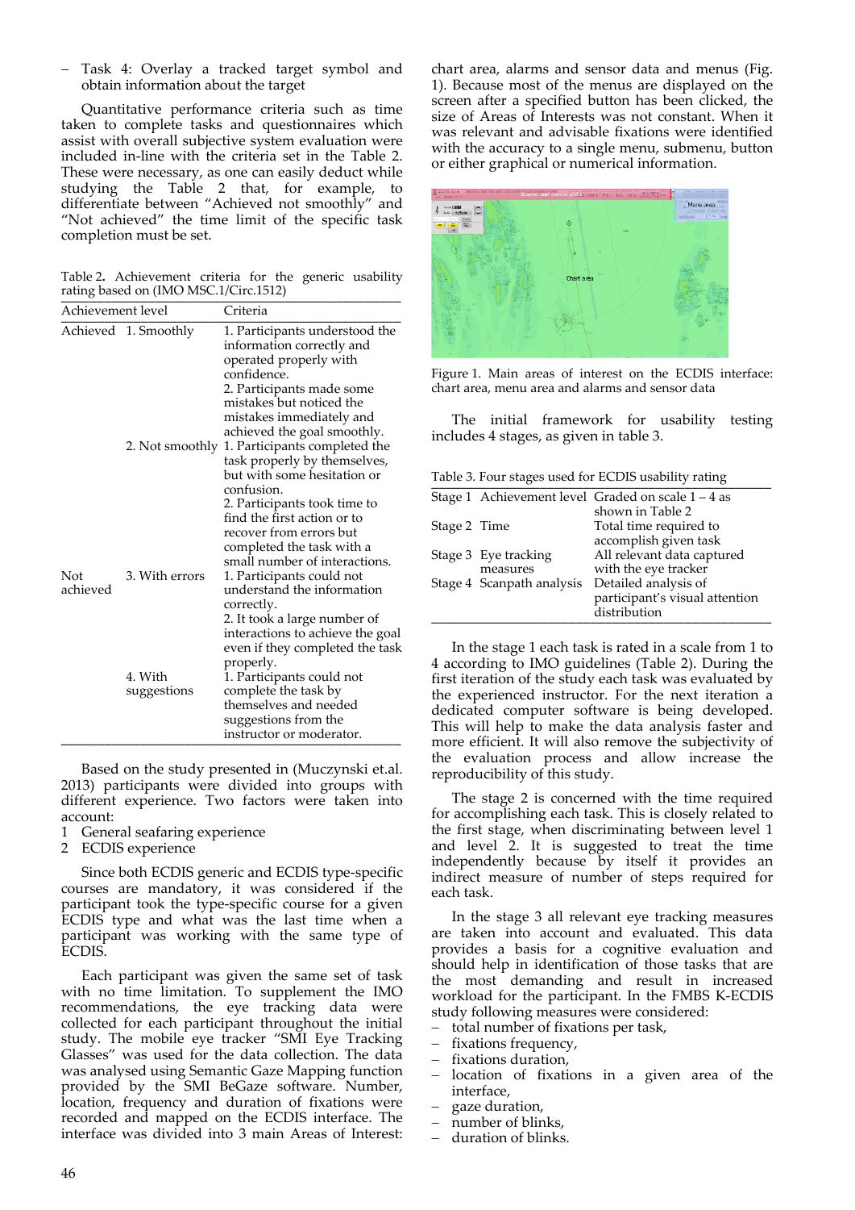- Task 4: Overlay a tracked target symbol and obtain information about the target

Quantitative performance criteria such as time taken to complete tasks and questionnaires which assist with overall subjective system evaluation were included in-line with the criteria set in the Table 2. These were necessary, as one can easily deduct while studying the Table 2 that, for example, to differentiate between "Achieved not smoothly" and "Not achieved" the time limit of the specific task completion must be set.

Table 2. Achievement criteria for the generic usability rating based on (IMO MSC.1/Circ.1512)

| Achievement level | | Criteria |
|---|---|---|
| Achieved | 1. Smoothly | 1. Participants understood the information correctly and operated properly with confidence. 2. Participants made some mistakes but noticed the mistakes immediately and achieved the goal smoothly. |
| | 2. Not smoothly | 1. Participants completed the task properly by themselves, but with some hesitation or confusion. 2. Participants took time to find the first action or to recover from errors but completed the task with a small number of interactions. |
| Not achieved | 3. With errors | 1. Participants could not understand the information correctly. 2. It took a large number of interactions to achieve the goal even if they completed the task properly. |
| | 4. With suggestions | 1. Participants could not complete the task by themselves and needed suggestions from the instructor or moderator. |

Based on the study presented in (Muczynski et.al. 2013) participants were divided into groups with different experience. Two factors were taken into account:

1. General seafaring experience
2. ECDIS experience

Since both ECDIS generic and ECDIS type-specific courses are mandatory, it was considered if the participant took the type-specific course for a given ECDIS type and what was the last time when a participant was working with the same type of ECDIS.

Each participant was given the same set of task with no time limitation. To supplement the IMO recommendations, the eye tracking data were collected for each participant throughout the initial study. The mobile eye tracker "SMI Eye Tracking Glasses" was used for the data collection. The data was analysed using Semantic Gaze Mapping function provided by the SMI BeGaze software. Number, location, frequency and duration of fixations were recorded and mapped on the ECDIS interface. The interface was divided into 3 main Areas of Interest: chart area, alarms and sensor data and menus (Fig. 1). Because most of the menus are displayed on the screen after a specified button has been clicked, the size of Areas of Interests was not constant. When it was relevant and advisable fixations were identified with the accuracy to a single menu, submenu, button or either graphical or numerical information.

Figure 1. Main areas of interest on the ECDIS interface: chart area, menu area and alarms and sensor data

The initial framework for usability testing includes 4 stages, as given in table 3.

Table 3. Four stages used for ECDIS usability rating

| Stage | | |
|---|---|---|
| Stage 1 | Achievement level | Graded on scale 1 – 4 as shown in Table 2 |
| Stage 2 | Time | Total time required to accomplish given task |
| Stage 3 | Eye tracking measures | All relevant data captured with the eye tracker |
| Stage 4 | Scanpath analysis | Detailed analysis of participant's visual attention distribution |

In the stage 1 each task is rated in a scale from 1 to 4 according to IMO guidelines (Table 2). During the first iteration of the study each task was evaluated by the experienced instructor. For the next iteration a dedicated computer software is being developed. This will help to make the data analysis faster and more efficient. It will also remove the subjectivity of the evaluation process and allow increase the reproducibility of this study.

The stage 2 is concerned with the time required for accomplishing each task. This is closely related to the first stage, when discriminating between level 1 and level 2. It is suggested to treat the time independently because by itself it provides an indirect measure of number of steps required for each task.

In the stage 3 all relevant eye tracking measures are taken into account and evaluated. This data provides a basis for a cognitive evaluation and should help in identification of those tasks that are the most demanding and result in increased workload for the participant. In the FMBS K-ECDIS study following measures were considered:

- total number of fixations per task,
- fixations frequency,
- fixations duration,
- location of fixations in a given area of the interface,
- gaze duration,
- number of blinks,
- duration of blinks.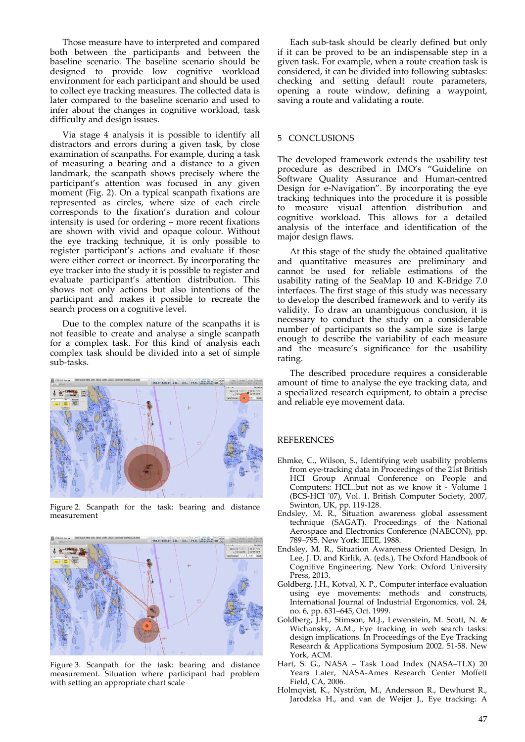Those measure have to interpreted and compared both between the participants and between the baseline scenario. The baseline scenario should be designed to provide low cognitive workload environment for each participant and should be used to collect eye tracking measures. The collected data is later compared to the baseline scenario and used to infer about the changes in cognitive workload, task difficulty and design issues.

Via stage 4 analysis it is possible to identify all distractors and errors during a given task, by close examination of scanpaths. For example, during a task of measuring a bearing and a distance to a given landmark, the scanpath shows precisely where the participant's attention was focused in any given moment (Fig. 2). On a typical scanpath fixations are represented as circles, where size of each circle corresponds to the fixation's duration and colour intensity is used for ordering – more recent fixations are shown with vivid and opaque colour. Without the eye tracking technique, it is only possible to register participant's actions and evaluate if those were either correct or incorrect. By incorporating the eye tracker into the study it is possible to register and evaluate participant's attention distribution. This shows not only actions but also intentions of the participant and makes it possible to recreate the search process on a cognitive level.

Due to the complex nature of the scanpaths it is not feasible to create and analyse a single scanpath for a complex task. For this kind of analysis each complex task should be divided into a set of simple sub-tasks.

Figure 2. Scanpath for the task: bearing and distance measurement

Figure 3. Scanpath for the task: bearing and distance measurement. Situation where participant had problem with setting an appropriate chart scale

Each sub-task should be clearly defined but only if it can be proved to be an indispensable step in a given task. For example, when a route creation task is considered, it can be divided into following subtasks: checking and setting default route parameters, opening a route window, defining a waypoint, saving a route and validating a route.

## 5 CONCLUSIONS

The developed framework extends the usability test procedure as described in IMO's "Guideline on Software Quality Assurance and Human-centred Design for e-Navigation". By incorporating the eye tracking techniques into the procedure it is possible to measure visual attention distribution and cognitive workload. This allows for a detailed analysis of the interface and identification of the major design flaws.

At this stage of the study the obtained qualitative and quantitative measures are preliminary and cannot be used for reliable estimations of the usability rating of the SeaMap 10 and K-Bridge 7.0 interfaces. The first stage of this study was necessary to develop the described framework and to verify its validity. To draw an unambiguous conclusion, it is necessary to conduct the study on a considerable number of participants so the sample size is large enough to describe the variability of each measure and the measure's significance for the usability rating.

The described procedure requires a considerable amount of time to analyse the eye tracking data, and a specialized research equipment, to obtain a precise and reliable eye movement data.

## REFERENCES

Ehmke, C., Wilson, S., Identifying web usability problems from eye-tracking data in Proceedings of the 21st British HCI Group Annual Conference on People and Computers: HCI...but not as we know it - Volume 1 (BCS-HCI '07), Vol. 1. British Computer Society, 2007, Swinton, UK, pp. 119-128.

Endsley, M. R., Situation awareness global assessment technique (SAGAT). Proceedings of the National Aerospace and Electronics Conference (NAECON), pp. 789–795. New York: IEEE, 1988.

Endsley, M. R., Situation Awareness Oriented Design, In Lee, J. D. and Kirlik, A. (eds.), The Oxford Handbook of Cognitive Engineering. New York: Oxford University Press, 2013.

Goldberg, J.H., Kotval, X. P., Computer interface evaluation using eye movements: methods and constructs, International Journal of Industrial Ergonomics, vol. 24, no. 6, pp. 631–645, Oct. 1999.

Goldberg, J.H., Stimson, M.J., Lewenstein, M. Scott, N. & Wichansky, A.M., Eye tracking in web search tasks: design implications. In Proceedings of the Eye Tracking Research & Applications Symposium 2002. 51-58. New York, ACM.

Hart, S. G., NASA – Task Load Index (NASA–TLX) 20 Years Later, NASA-Ames Research Center Moffett Field, CA, 2006.

Holmqvist, K., Nyström, M., Andersson R., Dewhurst R., Jarodzka H., and van de Weijer J., Eye tracking: A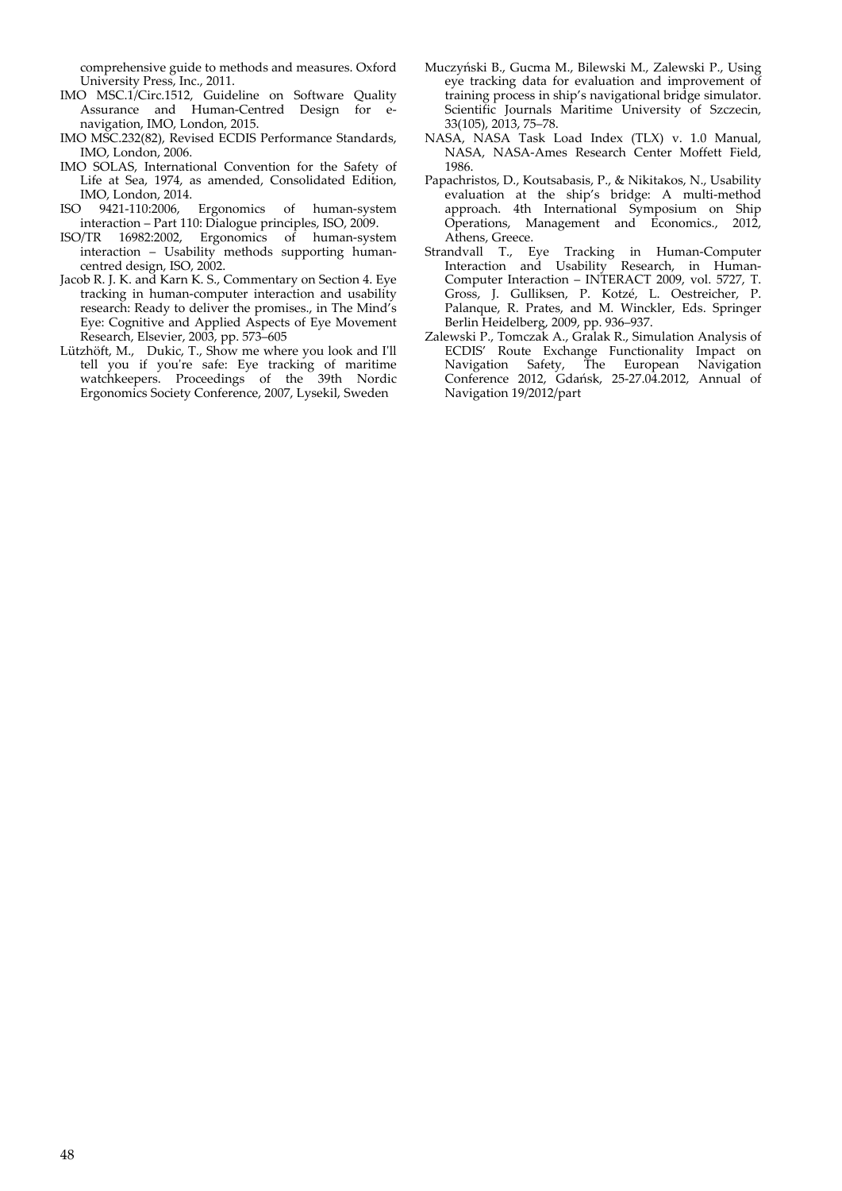comprehensive guide to methods and measures. Oxford University Press, Inc., 2011.

IMO MSC.1/Circ.1512, Guideline on Software Quality Assurance and Human-Centred Design for e-navigation, IMO, London, 2015.

IMO MSC.232(82), Revised ECDIS Performance Standards, IMO, London, 2006.

IMO SOLAS, International Convention for the Safety of Life at Sea, 1974, as amended, Consolidated Edition, IMO, London, 2014.

ISO 9421-110:2006, Ergonomics of human-system interaction – Part 110: Dialogue principles, ISO, 2009.

ISO/TR 16982:2002, Ergonomics of human-system interaction – Usability methods supporting human-centred design, ISO, 2002.

Jacob R. J. K. and Karn K. S., Commentary on Section 4. Eye tracking in human-computer interaction and usability research: Ready to deliver the promises., in The Mind's Eye: Cognitive and Applied Aspects of Eye Movement Research, Elsevier, 2003, pp. 573–605

Lützhöft, M., Dukic, T., Show me where you look and I'll tell you if you're safe: Eye tracking of maritime watchkeepers. Proceedings of the 39th Nordic Ergonomics Society Conference, 2007, Lysekil, Sweden

Muczyński B., Gucma M., Bilewski M., Zalewski P., Using eye tracking data for evaluation and improvement of training process in ship's navigational bridge simulator. Scientific Journals Maritime University of Szczecin, 33(105), 2013, 75–78.

NASA, NASA Task Load Index (TLX) v. 1.0 Manual, NASA, NASA-Ames Research Center Moffett Field, 1986.

Papachristos, D., Koutsabasis, P., & Nikitakos, N., Usability evaluation at the ship's bridge: A multi-method approach. 4th International Symposium on Ship Operations, Management and Economics., 2012, Athens, Greece.

Strandvall T., Eye Tracking in Human-Computer Interaction and Usability Research, in Human-Computer Interaction – INTERACT 2009, vol. 5727, T. Gross, J. Gulliksen, P. Kotzé, L. Oestreicher, P. Palanque, R. Prates, and M. Winckler, Eds. Springer Berlin Heidelberg, 2009, pp. 936–937.

Zalewski P., Tomczak A., Gralak R., Simulation Analysis of ECDIS' Route Exchange Functionality Impact on Navigation Safety, The European Navigation Conference 2012, Gdańsk, 25-27.04.2012, Annual of Navigation 19/2012/part